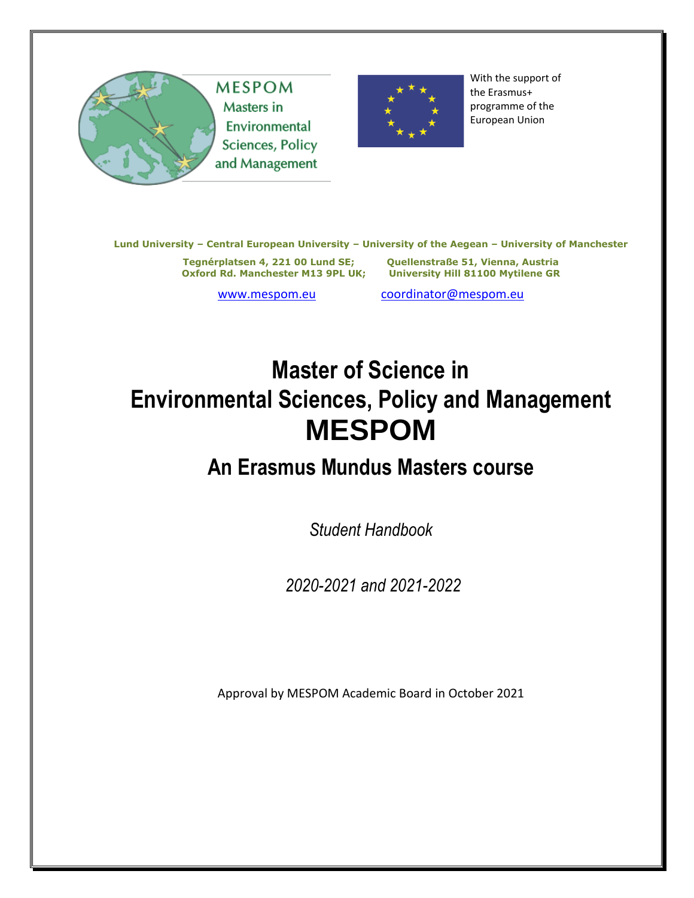MESPOM
Masters in
Environmental
Sciences, Policy
and Management

With the support of the Erasmus+ programme of the European Union

**Lund University – Central European University – University of the Aegean – University of Manchester**

**Tegnérplatsen 4, 221 00 Lund SE; Quellenstraße 51, Vienna, Austria**
**Oxford Rd. Manchester M13 9PL UK; University Hill 81100 Mytilene GR**

www.mespom.eu coordinator@mespom.eu

# Master of Science in Environmental Sciences, Policy and Management

# MESPOM

## An Erasmus Mundus Masters course

*Student Handbook*

*2020-2021 and 2021-2022*

Approval by MESPOM Academic Board in October 2021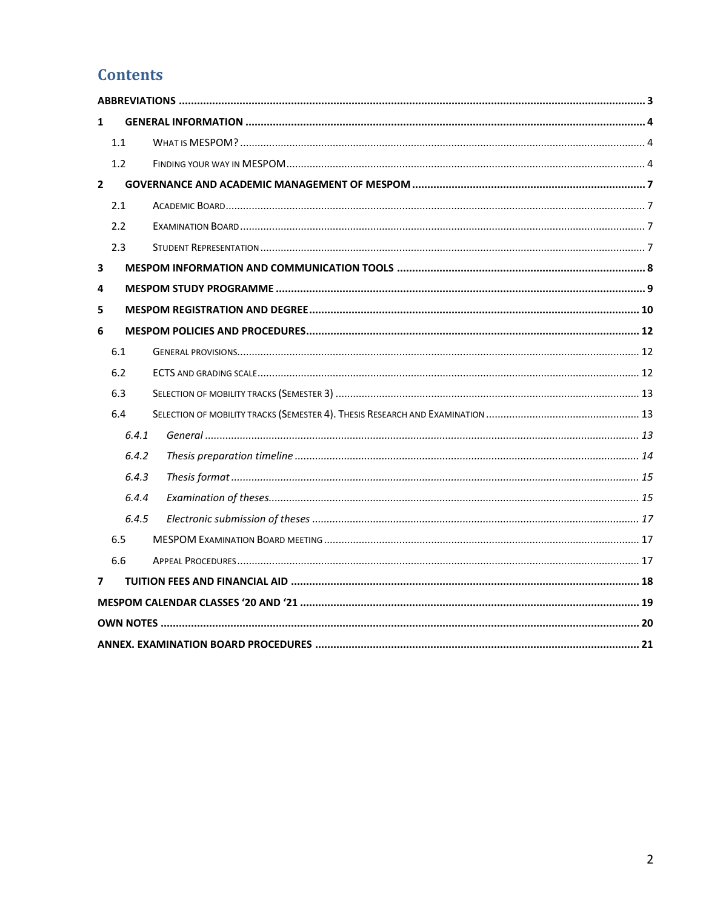# Contents

- **ABBREVIATIONS** ..... 3
- **1 GENERAL INFORMATION** ..... 4
  - 1.1 WHAT IS MESPOM? ..... 4
  - 1.2 FINDING YOUR WAY IN MESPOM ..... 4
- **2 GOVERNANCE AND ACADEMIC MANAGEMENT OF MESPOM** ..... 7
  - 2.1 ACADEMIC BOARD ..... 7
  - 2.2 EXAMINATION BOARD ..... 7
  - 2.3 STUDENT REPRESENTATION ..... 7
- **3 MESPOM INFORMATION AND COMMUNICATION TOOLS** ..... 8
- **4 MESPOM STUDY PROGRAMME** ..... 9
- **5 MESPOM REGISTRATION AND DEGREE** ..... 10
- **6 MESPOM POLICIES AND PROCEDURES** ..... 12
  - 6.1 GENERAL PROVISIONS ..... 12
  - 6.2 ECTS AND GRADING SCALE ..... 12
  - 6.3 SELECTION OF MOBILITY TRACKS (SEMESTER 3) ..... 13
  - 6.4 SELECTION OF MOBILITY TRACKS (SEMESTER 4). THESIS RESEARCH AND EXAMINATION ..... 13
    - *6.4.1 General* ..... *13*
    - *6.4.2 Thesis preparation timeline* ..... *14*
    - *6.4.3 Thesis format* ..... *15*
    - *6.4.4 Examination of theses* ..... *15*
    - *6.4.5 Electronic submission of theses* ..... *17*
  - 6.5 MESPOM EXAMINATION BOARD MEETING ..... 17
  - 6.6 APPEAL PROCEDURES ..... 17
- **7 TUITION FEES AND FINANCIAL AID** ..... 18
- **MESPOM CALENDAR CLASSES '20 AND '21** ..... 19
- **OWN NOTES** ..... 20
- **ANNEX. EXAMINATION BOARD PROCEDURES** ..... 21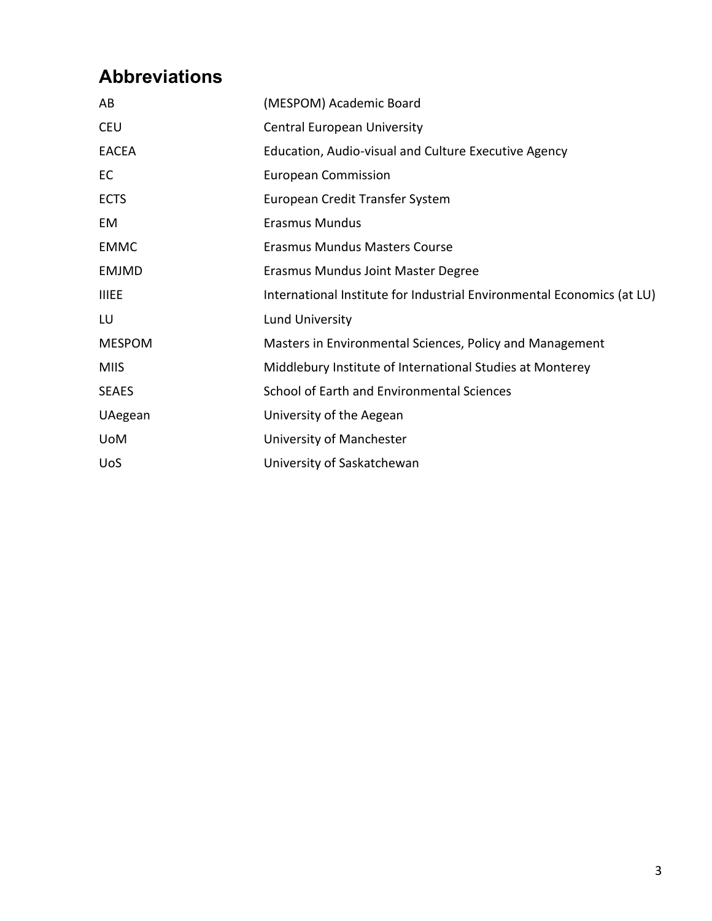## Abbreviations

| | |
|---|---|
| AB | (MESPOM) Academic Board |
| CEU | Central European University |
| EACEA | Education, Audio-visual and Culture Executive Agency |
| EC | European Commission |
| ECTS | European Credit Transfer System |
| EM | Erasmus Mundus |
| EMMC | Erasmus Mundus Masters Course |
| EMJMD | Erasmus Mundus Joint Master Degree |
| IIIEE | International Institute for Industrial Environmental Economics (at LU) |
| LU | Lund University |
| MESPOM | Masters in Environmental Sciences, Policy and Management |
| MIIS | Middlebury Institute of International Studies at Monterey |
| SEAES | School of Earth and Environmental Sciences |
| UAegean | University of the Aegean |
| UoM | University of Manchester |
| UoS | University of Saskatchewan |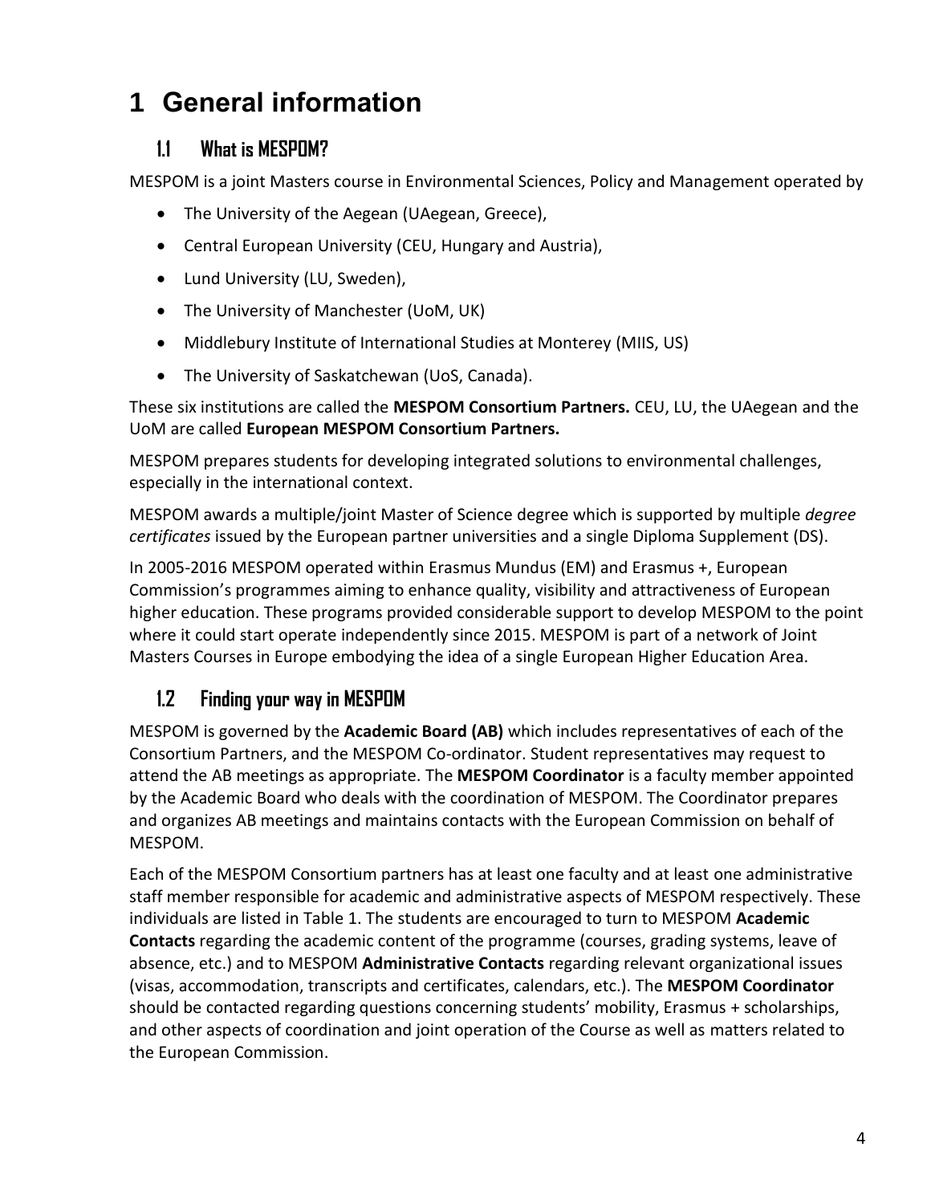# 1 General information

## 1.1 What is MESPOM?

MESPOM is a joint Masters course in Environmental Sciences, Policy and Management operated by

- The University of the Aegean (UAegean, Greece),
- Central European University (CEU, Hungary and Austria),
- Lund University (LU, Sweden),
- The University of Manchester (UoM, UK)
- Middlebury Institute of International Studies at Monterey (MIIS, US)
- The University of Saskatchewan (UoS, Canada).

These six institutions are called the **MESPOM Consortium Partners.** CEU, LU, the UAegean and the UoM are called **European MESPOM Consortium Partners.**

MESPOM prepares students for developing integrated solutions to environmental challenges, especially in the international context.

MESPOM awards a multiple/joint Master of Science degree which is supported by multiple *degree certificates* issued by the European partner universities and a single Diploma Supplement (DS).

In 2005-2016 MESPOM operated within Erasmus Mundus (EM) and Erasmus +, European Commission's programmes aiming to enhance quality, visibility and attractiveness of European higher education. These programs provided considerable support to develop MESPOM to the point where it could start operate independently since 2015. MESPOM is part of a network of Joint Masters Courses in Europe embodying the idea of a single European Higher Education Area.

## 1.2 Finding your way in MESPOM

MESPOM is governed by the **Academic Board (AB)** which includes representatives of each of the Consortium Partners, and the MESPOM Co-ordinator. Student representatives may request to attend the AB meetings as appropriate. The **MESPOM Coordinator** is a faculty member appointed by the Academic Board who deals with the coordination of MESPOM. The Coordinator prepares and organizes AB meetings and maintains contacts with the European Commission on behalf of MESPOM.

Each of the MESPOM Consortium partners has at least one faculty and at least one administrative staff member responsible for academic and administrative aspects of MESPOM respectively. These individuals are listed in Table 1. The students are encouraged to turn to MESPOM **Academic Contacts** regarding the academic content of the programme (courses, grading systems, leave of absence, etc.) and to MESPOM **Administrative Contacts** regarding relevant organizational issues (visas, accommodation, transcripts and certificates, calendars, etc.). The **MESPOM Coordinator** should be contacted regarding questions concerning students' mobility, Erasmus + scholarships, and other aspects of coordination and joint operation of the Course as well as matters related to the European Commission.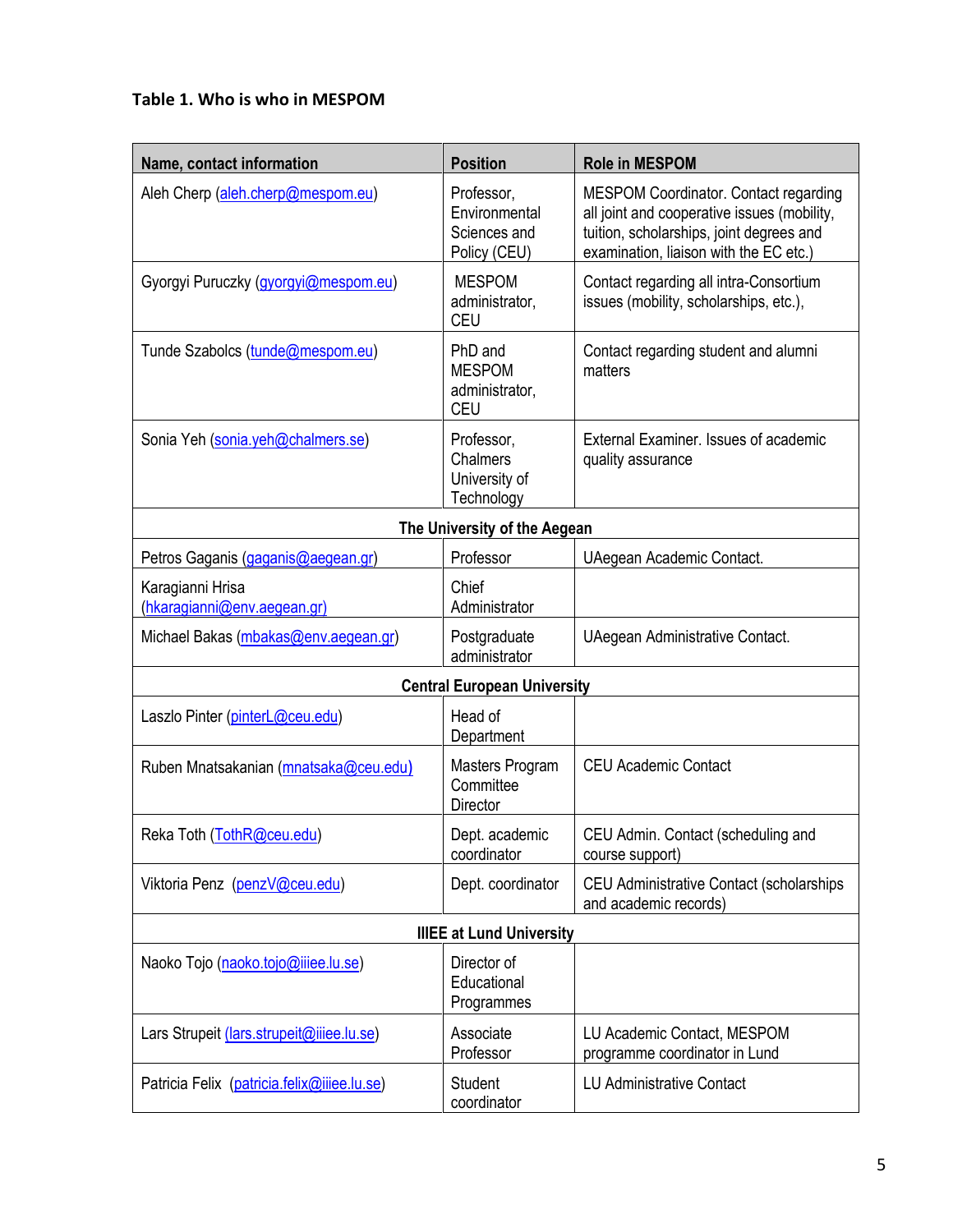**Table 1. Who is who in MESPOM**

| Name, contact information | Position | Role in MESPOM |
|---|---|---|
| Aleh Cherp (aleh.cherp@mespom.eu) | Professor, Environmental Sciences and Policy (CEU) | MESPOM Coordinator. Contact regarding all joint and cooperative issues (mobility, tuition, scholarships, joint degrees and examination, liaison with the EC etc.) |
| Gyorgyi Puruczky (gyorgyi@mespom.eu) | MESPOM administrator, CEU | Contact regarding all intra-Consortium issues (mobility, scholarships, etc.), |
| Tunde Szabolcs (tunde@mespom.eu) | PhD and MESPOM administrator, CEU | Contact regarding student and alumni matters |
| Sonia Yeh (sonia.yeh@chalmers.se) | Professor, Chalmers University of Technology | External Examiner. Issues of academic quality assurance |
| **The University of the Aegean** | | |
| Petros Gaganis (gaganis@aegean.gr) | Professor | UAegean Academic Contact. |
| Karagianni Hrisa (hkaragianni@env.aegean.gr) | Chief Administrator | |
| Michael Bakas (mbakas@env.aegean.gr) | Postgraduate administrator | UAegean Administrative Contact. |
| **Central European University** | | |
| Laszlo Pinter (pinterL@ceu.edu) | Head of Department | |
| Ruben Mnatsakanian (mnatsaka@ceu.edu) | Masters Program Committee Director | CEU Academic Contact |
| Reka Toth (TothR@ceu.edu) | Dept. academic coordinator | CEU Admin. Contact (scheduling and course support) |
| Viktoria Penz (penzV@ceu.edu) | Dept. coordinator | CEU Administrative Contact (scholarships and academic records) |
| **IIIEE at Lund University** | | |
| Naoko Tojo (naoko.tojo@iiiee.lu.se) | Director of Educational Programmes | |
| Lars Strupeit (lars.strupeit@iiiee.lu.se) | Associate Professor | LU Academic Contact, MESPOM programme coordinator in Lund |
| Patricia Felix (patricia.felix@iiiee.lu.se) | Student coordinator | LU Administrative Contact |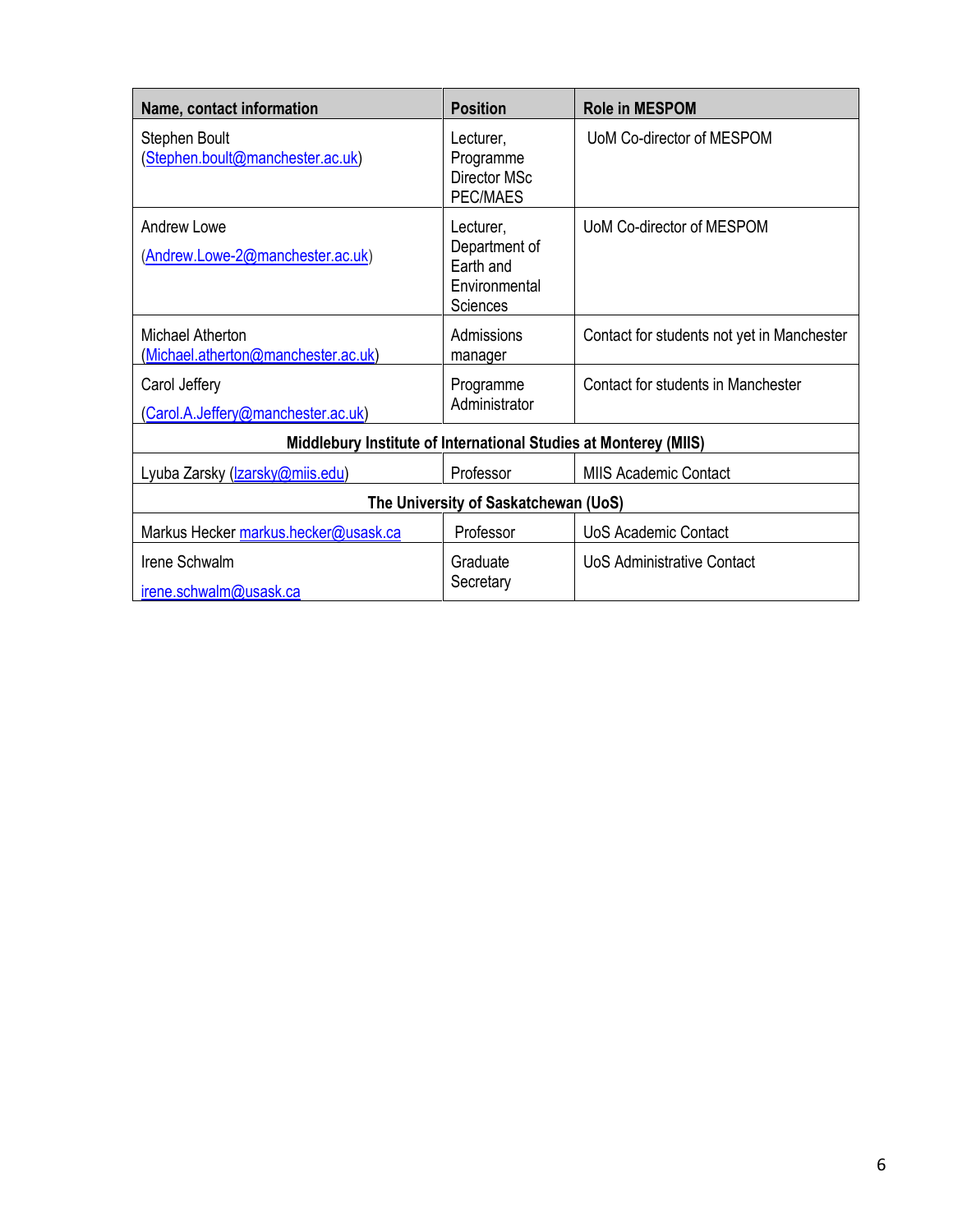| Name, contact information | Position | Role in MESPOM |
|---|---|---|
| Stephen Boult (Stephen.boult@manchester.ac.uk) | Lecturer, Programme Director MSc PEC/MAES | UoM Co-director of MESPOM |
| Andrew Lowe (Andrew.Lowe-2@manchester.ac.uk) | Lecturer, Department of Earth and Environmental Sciences | UoM Co-director of MESPOM |
| Michael Atherton (Michael.atherton@manchester.ac.uk) | Admissions manager | Contact for students not yet in Manchester |
| Carol Jeffery (Carol.A.Jeffery@manchester.ac.uk) | Programme Administrator | Contact for students in Manchester |
| **Middlebury Institute of International Studies at Monterey (MIIS)** | | |
| Lyuba Zarsky (lzarsky@miis.edu) | Professor | MIIS Academic Contact |
| **The University of Saskatchewan (UoS)** | | |
| Markus Hecker markus.hecker@usask.ca | Professor | UoS Academic Contact |
| Irene Schwalm irene.schwalm@usask.ca | Graduate Secretary | UoS Administrative Contact |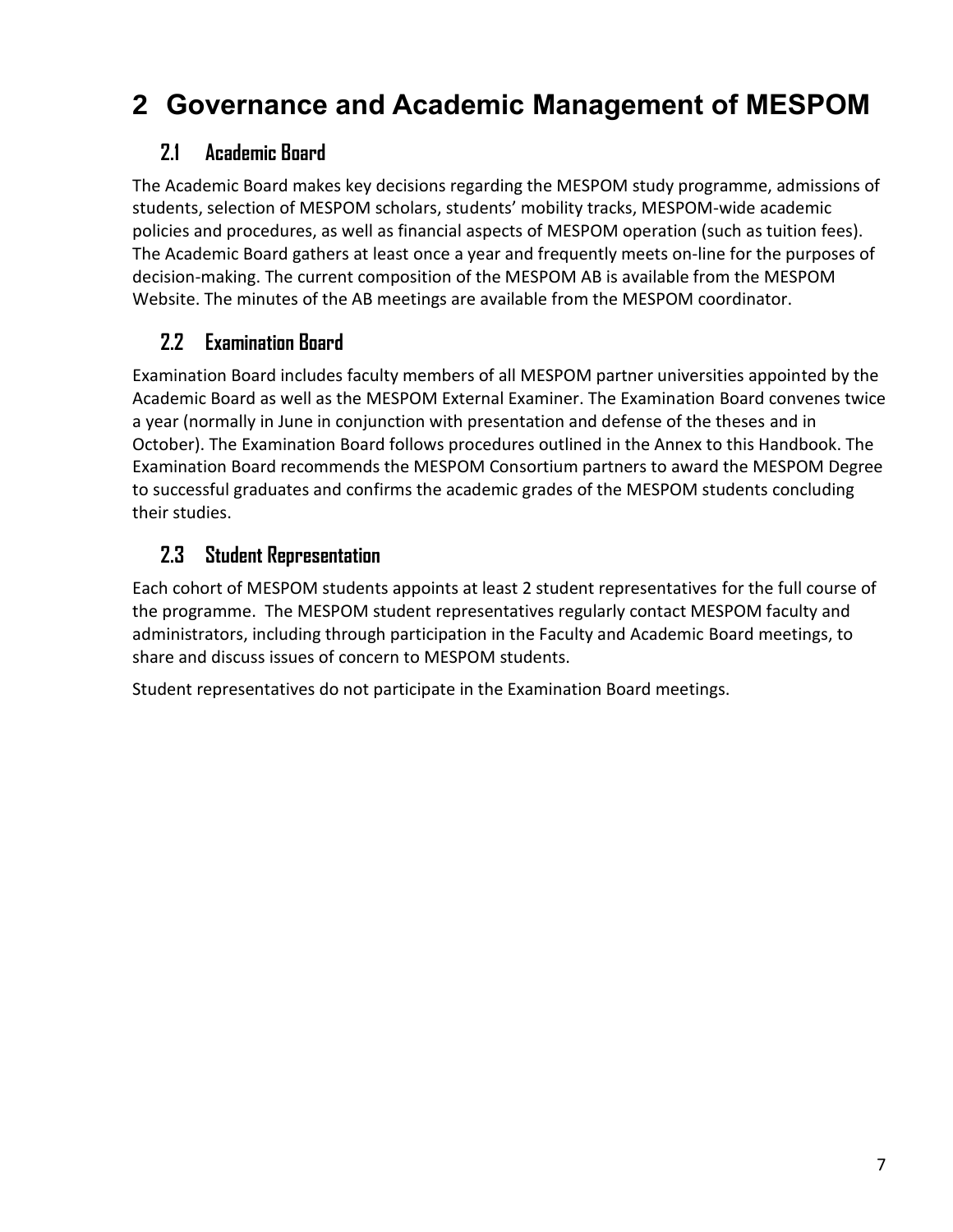# 2 Governance and Academic Management of MESPOM

## 2.1 Academic Board

The Academic Board makes key decisions regarding the MESPOM study programme, admissions of students, selection of MESPOM scholars, students' mobility tracks, MESPOM-wide academic policies and procedures, as well as financial aspects of MESPOM operation (such as tuition fees). The Academic Board gathers at least once a year and frequently meets on-line for the purposes of decision-making. The current composition of the MESPOM AB is available from the MESPOM Website. The minutes of the AB meetings are available from the MESPOM coordinator.

## 2.2 Examination Board

Examination Board includes faculty members of all MESPOM partner universities appointed by the Academic Board as well as the MESPOM External Examiner. The Examination Board convenes twice a year (normally in June in conjunction with presentation and defense of the theses and in October). The Examination Board follows procedures outlined in the Annex to this Handbook. The Examination Board recommends the MESPOM Consortium partners to award the MESPOM Degree to successful graduates and confirms the academic grades of the MESPOM students concluding their studies.

## 2.3 Student Representation

Each cohort of MESPOM students appoints at least 2 student representatives for the full course of the programme. The MESPOM student representatives regularly contact MESPOM faculty and administrators, including through participation in the Faculty and Academic Board meetings, to share and discuss issues of concern to MESPOM students.

Student representatives do not participate in the Examination Board meetings.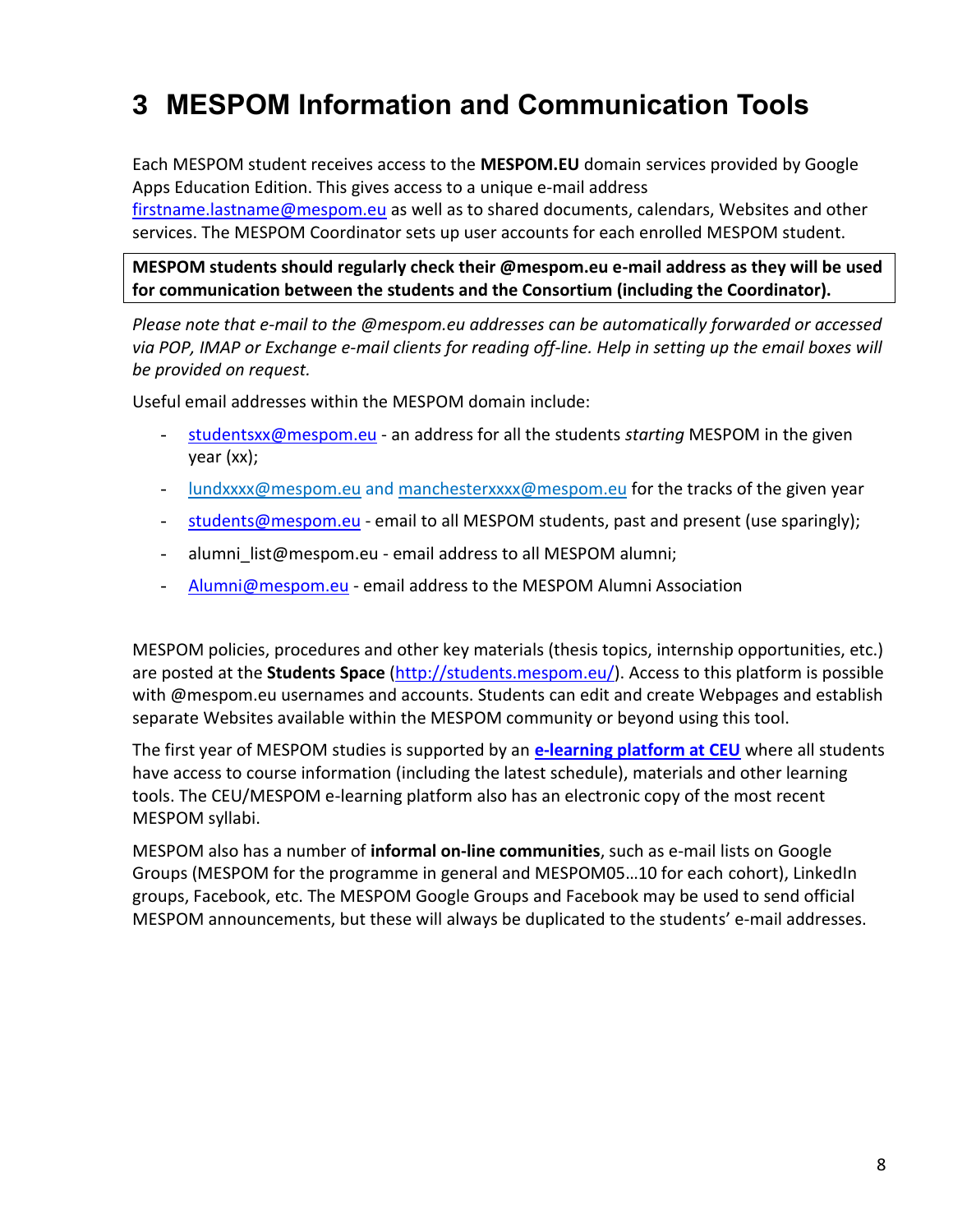# 3 MESPOM Information and Communication Tools

Each MESPOM student receives access to the **MESPOM.EU** domain services provided by Google Apps Education Edition. This gives access to a unique e-mail address firstname.lastname@mespom.eu as well as to shared documents, calendars, Websites and other services. The MESPOM Coordinator sets up user accounts for each enrolled MESPOM student.

**MESPOM students should regularly check their @mespom.eu e-mail address as they will be used for communication between the students and the Consortium (including the Coordinator).**

*Please note that e-mail to the @mespom.eu addresses can be automatically forwarded or accessed via POP, IMAP or Exchange e-mail clients for reading off-line. Help in setting up the email boxes will be provided on request.*

Useful email addresses within the MESPOM domain include:

- studentsxx@mespom.eu - an address for all the students *starting* MESPOM in the given year (xx);
- lundxxxx@mespom.eu and manchesterxxxx@mespom.eu for the tracks of the given year
- students@mespom.eu - email to all MESPOM students, past and present (use sparingly);
- alumni_list@mespom.eu - email address to all MESPOM alumni;
- Alumni@mespom.eu - email address to the MESPOM Alumni Association

MESPOM policies, procedures and other key materials (thesis topics, internship opportunities, etc.) are posted at the **Students Space** (http://students.mespom.eu/). Access to this platform is possible with @mespom.eu usernames and accounts. Students can edit and create Webpages and establish separate Websites available within the MESPOM community or beyond using this tool.

The first year of MESPOM studies is supported by an **e-learning platform at CEU** where all students have access to course information (including the latest schedule), materials and other learning tools. The CEU/MESPOM e-learning platform also has an electronic copy of the most recent MESPOM syllabi.

MESPOM also has a number of **informal on-line communities**, such as e-mail lists on Google Groups (MESPOM for the programme in general and MESPOM05…10 for each cohort), LinkedIn groups, Facebook, etc. The MESPOM Google Groups and Facebook may be used to send official MESPOM announcements, but these will always be duplicated to the students' e-mail addresses.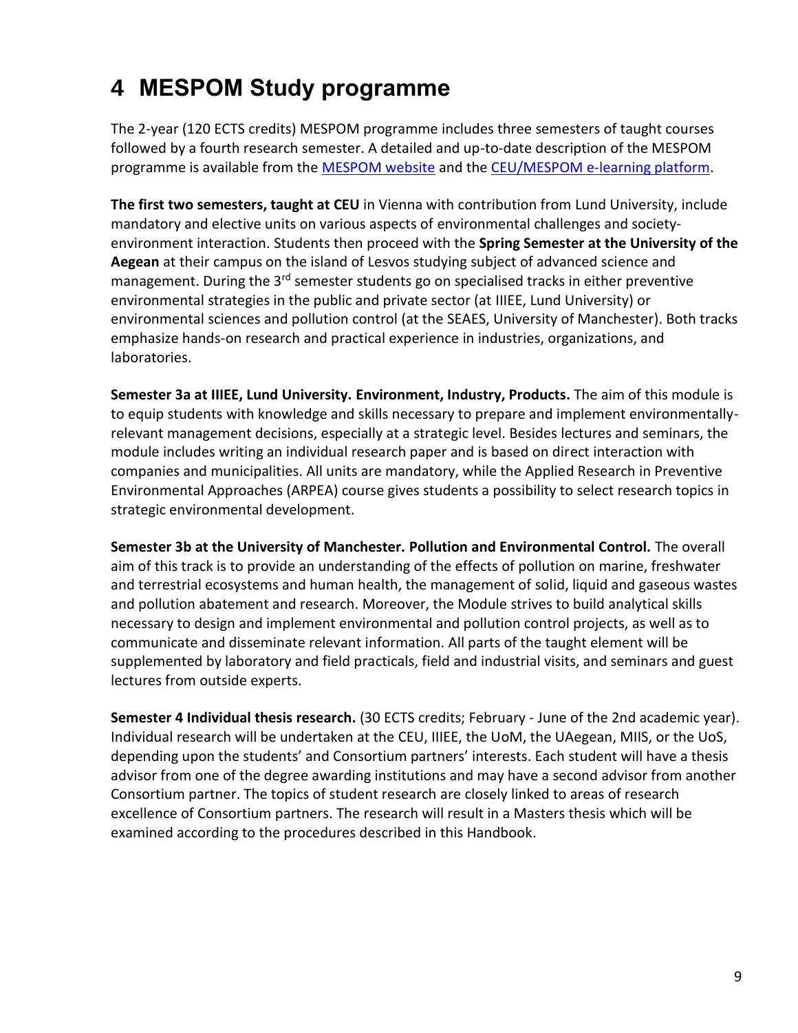# 4 MESPOM Study programme

The 2-year (120 ECTS credits) MESPOM programme includes three semesters of taught courses followed by a fourth research semester. A detailed and up-to-date description of the MESPOM programme is available from the MESPOM website and the CEU/MESPOM e-learning platform.

**The first two semesters, taught at CEU** in Vienna with contribution from Lund University, include mandatory and elective units on various aspects of environmental challenges and society-environment interaction. Students then proceed with the **Spring Semester at the University of the Aegean** at their campus on the island of Lesvos studying subject of advanced science and management. During the 3rd semester students go on specialised tracks in either preventive environmental strategies in the public and private sector (at IIIEE, Lund University) or environmental sciences and pollution control (at the SEAES, University of Manchester). Both tracks emphasize hands-on research and practical experience in industries, organizations, and laboratories.

**Semester 3a at IIIEE, Lund University. Environment, Industry, Products.** The aim of this module is to equip students with knowledge and skills necessary to prepare and implement environmentally-relevant management decisions, especially at a strategic level. Besides lectures and seminars, the module includes writing an individual research paper and is based on direct interaction with companies and municipalities. All units are mandatory, while the Applied Research in Preventive Environmental Approaches (ARPEA) course gives students a possibility to select research topics in strategic environmental development.

**Semester 3b at the University of Manchester. Pollution and Environmental Control.** The overall aim of this track is to provide an understanding of the effects of pollution on marine, freshwater and terrestrial ecosystems and human health, the management of solid, liquid and gaseous wastes and pollution abatement and research. Moreover, the Module strives to build analytical skills necessary to design and implement environmental and pollution control projects, as well as to communicate and disseminate relevant information. All parts of the taught element will be supplemented by laboratory and field practicals, field and industrial visits, and seminars and guest lectures from outside experts.

**Semester 4 Individual thesis research.** (30 ECTS credits; February - June of the 2nd academic year). Individual research will be undertaken at the CEU, IIIEE, the UoM, the UAegean, MIIS, or the UoS, depending upon the students' and Consortium partners' interests. Each student will have a thesis advisor from one of the degree awarding institutions and may have a second advisor from another Consortium partner. The topics of student research are closely linked to areas of research excellence of Consortium partners. The research will result in a Masters thesis which will be examined according to the procedures described in this Handbook.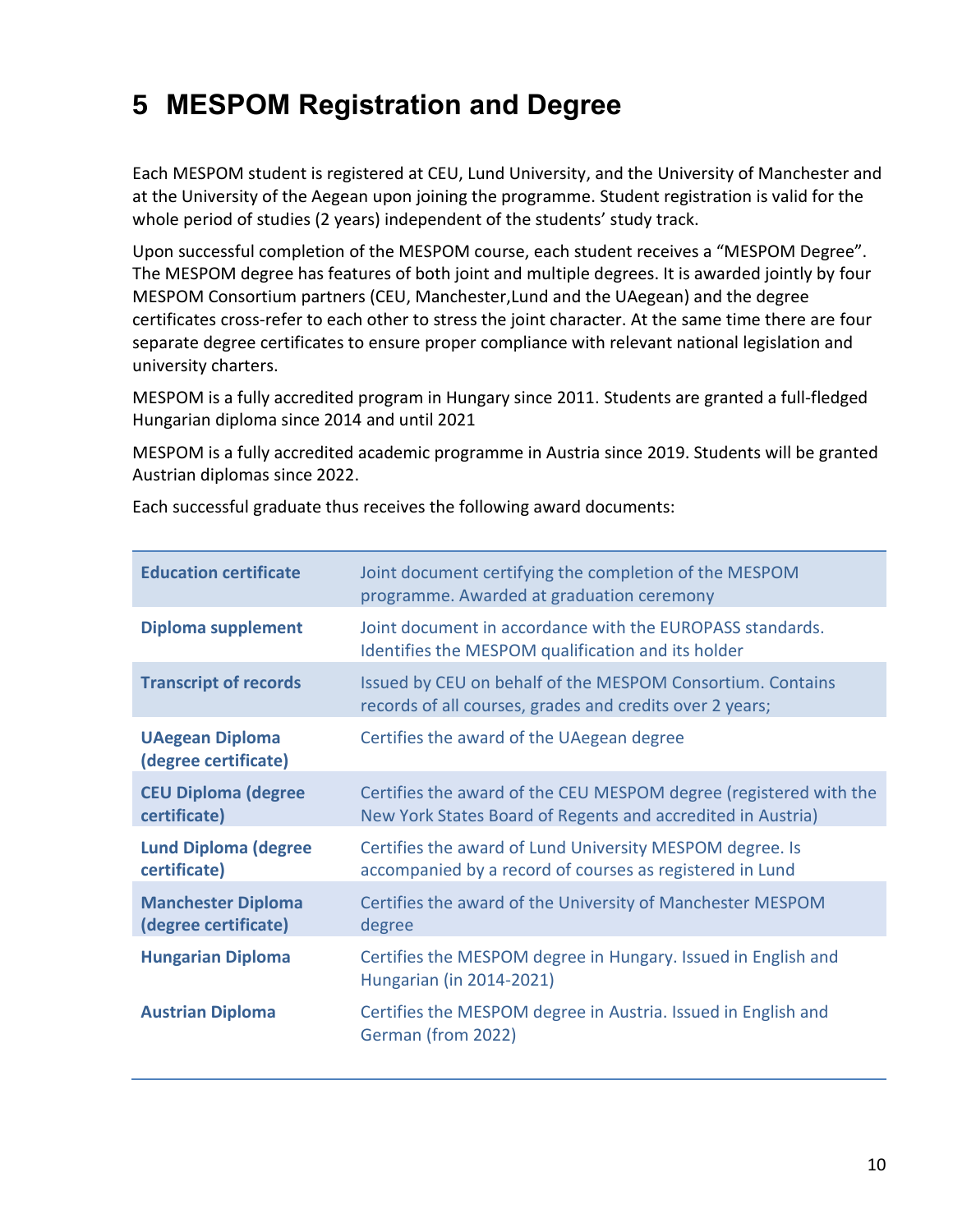# 5 MESPOM Registration and Degree

Each MESPOM student is registered at CEU, Lund University, and the University of Manchester and at the University of the Aegean upon joining the programme. Student registration is valid for the whole period of studies (2 years) independent of the students' study track.

Upon successful completion of the MESPOM course, each student receives a "MESPOM Degree". The MESPOM degree has features of both joint and multiple degrees. It is awarded jointly by four MESPOM Consortium partners (CEU, Manchester,Lund and the UAegean) and the degree certificates cross-refer to each other to stress the joint character. At the same time there are four separate degree certificates to ensure proper compliance with relevant national legislation and university charters.

MESPOM is a fully accredited program in Hungary since 2011. Students are granted a full-fledged Hungarian diploma since 2014 and until 2021

MESPOM is a fully accredited academic programme in Austria since 2019. Students will be granted Austrian diplomas since 2022.

Each successful graduate thus receives the following award documents:

| | |
|---|---|
| **Education certificate** | Joint document certifying the completion of the MESPOM programme. Awarded at graduation ceremony |
| **Diploma supplement** | Joint document in accordance with the EUROPASS standards. Identifies the MESPOM qualification and its holder |
| **Transcript of records** | Issued by CEU on behalf of the MESPOM Consortium. Contains records of all courses, grades and credits over 2 years; |
| **UAegean Diploma (degree certificate)** | Certifies the award of the UAegean degree |
| **CEU Diploma (degree certificate)** | Certifies the award of the CEU MESPOM degree (registered with the New York States Board of Regents and accredited in Austria) |
| **Lund Diploma (degree certificate)** | Certifies the award of Lund University MESPOM degree. Is accompanied by a record of courses as registered in Lund |
| **Manchester Diploma (degree certificate)** | Certifies the award of the University of Manchester MESPOM degree |
| **Hungarian Diploma** | Certifies the MESPOM degree in Hungary. Issued in English and Hungarian (in 2014-2021) |
| **Austrian Diploma** | Certifies the MESPOM degree in Austria. Issued in English and German (from 2022) |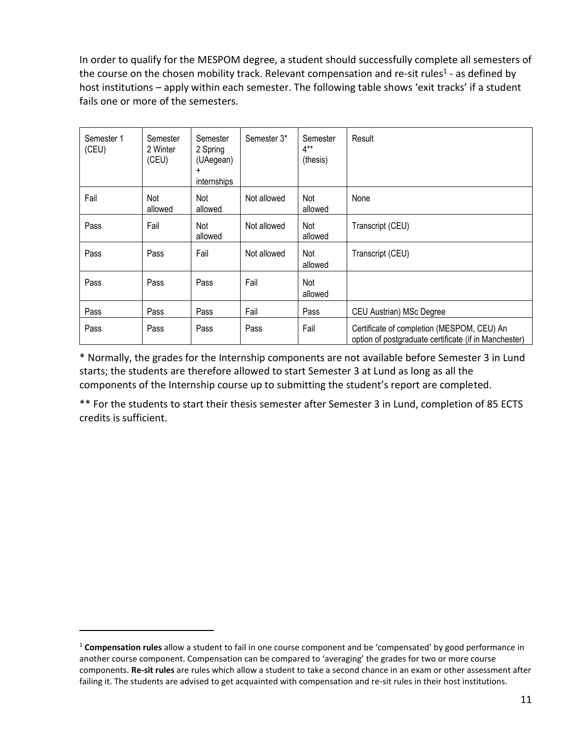In order to qualify for the MESPOM degree, a student should successfully complete all semesters of the course on the chosen mobility track. Relevant compensation and re-sit rules[1] - as defined by host institutions – apply within each semester. The following table shows 'exit tracks' if a student fails one or more of the semesters.

| Semester 1 (CEU) | Semester 2 Winter (CEU) | Semester 2 Spring (UAegean) + internships | Semester 3* | Semester 4** (thesis) | Result |
|---|---|---|---|---|---|
| Fail | Not allowed | Not allowed | Not allowed | Not allowed | None |
| Pass | Fail | Not allowed | Not allowed | Not allowed | Transcript (CEU) |
| Pass | Pass | Fail | Not allowed | Not allowed | Transcript (CEU) |
| Pass | Pass | Pass | Fail | Not allowed | |
| Pass | Pass | Pass | Fail | Pass | CEU Austrian) MSc Degree |
| Pass | Pass | Pass | Pass | Fail | Certificate of completion (MESPOM, CEU) An option of postgraduate certificate (if in Manchester) |

\* Normally, the grades for the Internship components are not available before Semester 3 in Lund starts; the students are therefore allowed to start Semester 3 at Lund as long as all the components of the Internship course up to submitting the student's report are completed.

\*\* For the students to start their thesis semester after Semester 3 in Lund, completion of 85 ECTS credits is sufficient.

[1] **Compensation rules** allow a student to fail in one course component and be 'compensated' by good performance in another course component. Compensation can be compared to 'averaging' the grades for two or more course components. **Re-sit rules** are rules which allow a student to take a second chance in an exam or other assessment after failing it. The students are advised to get acquainted with compensation and re-sit rules in their host institutions.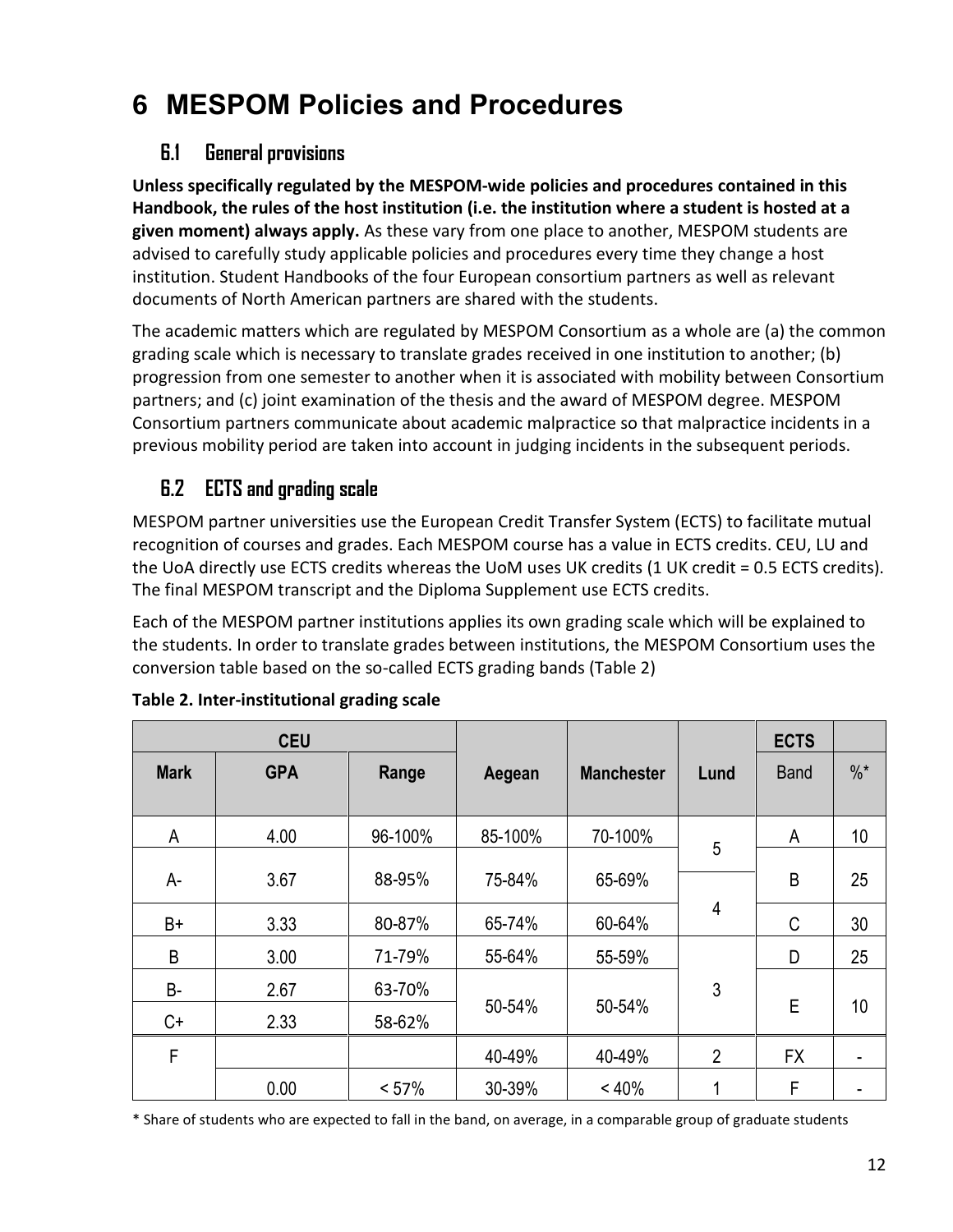# 6 MESPOM Policies and Procedures

## 6.1 General provisions

**Unless specifically regulated by the MESPOM-wide policies and procedures contained in this Handbook, the rules of the host institution (i.e. the institution where a student is hosted at a given moment) always apply.** As these vary from one place to another, MESPOM students are advised to carefully study applicable policies and procedures every time they change a host institution. Student Handbooks of the four European consortium partners as well as relevant documents of North American partners are shared with the students.

The academic matters which are regulated by MESPOM Consortium as a whole are (a) the common grading scale which is necessary to translate grades received in one institution to another; (b) progression from one semester to another when it is associated with mobility between Consortium partners; and (c) joint examination of the thesis and the award of MESPOM degree. MESPOM Consortium partners communicate about academic malpractice so that malpractice incidents in a previous mobility period are taken into account in judging incidents in the subsequent periods.

## 6.2 ECTS and grading scale

MESPOM partner universities use the European Credit Transfer System (ECTS) to facilitate mutual recognition of courses and grades. Each MESPOM course has a value in ECTS credits. CEU, LU and the UoA directly use ECTS credits whereas the UoM uses UK credits (1 UK credit = 0.5 ECTS credits). The final MESPOM transcript and the Diploma Supplement use ECTS credits.

Each of the MESPOM partner institutions applies its own grading scale which will be explained to the students. In order to translate grades between institutions, the MESPOM Consortium uses the conversion table based on the so-called ECTS grading bands (Table 2)

**Table 2. Inter-institutional grading scale**

| CEU | | | | | | ECTS | |
|---|---|---|---|---|---|---|---|
| Mark | GPA | Range | Aegean | Manchester | Lund | Band | %* |
| A | 4.00 | 96-100% | 85-100% | 70-100% | 5 | A | 10 |
| A- | 3.67 | 88-95% | 75-84% | 65-69% | | B | 25 |
| B+ | 3.33 | 80-87% | 65-74% | 60-64% | 4 | C | 30 |
| B | 3.00 | 71-79% | 55-64% | 55-59% | 3 | D | 25 |
| B- | 2.67 | 63-70% | 50-54% | 50-54% | | E | 10 |
| C+ | 2.33 | 58-62% | | | | | |
| F | | | 40-49% | 40-49% | 2 | FX | - |
| | 0.00 | < 57% | 30-39% | < 40% | 1 | F | - |

\* Share of students who are expected to fall in the band, on average, in a comparable group of graduate students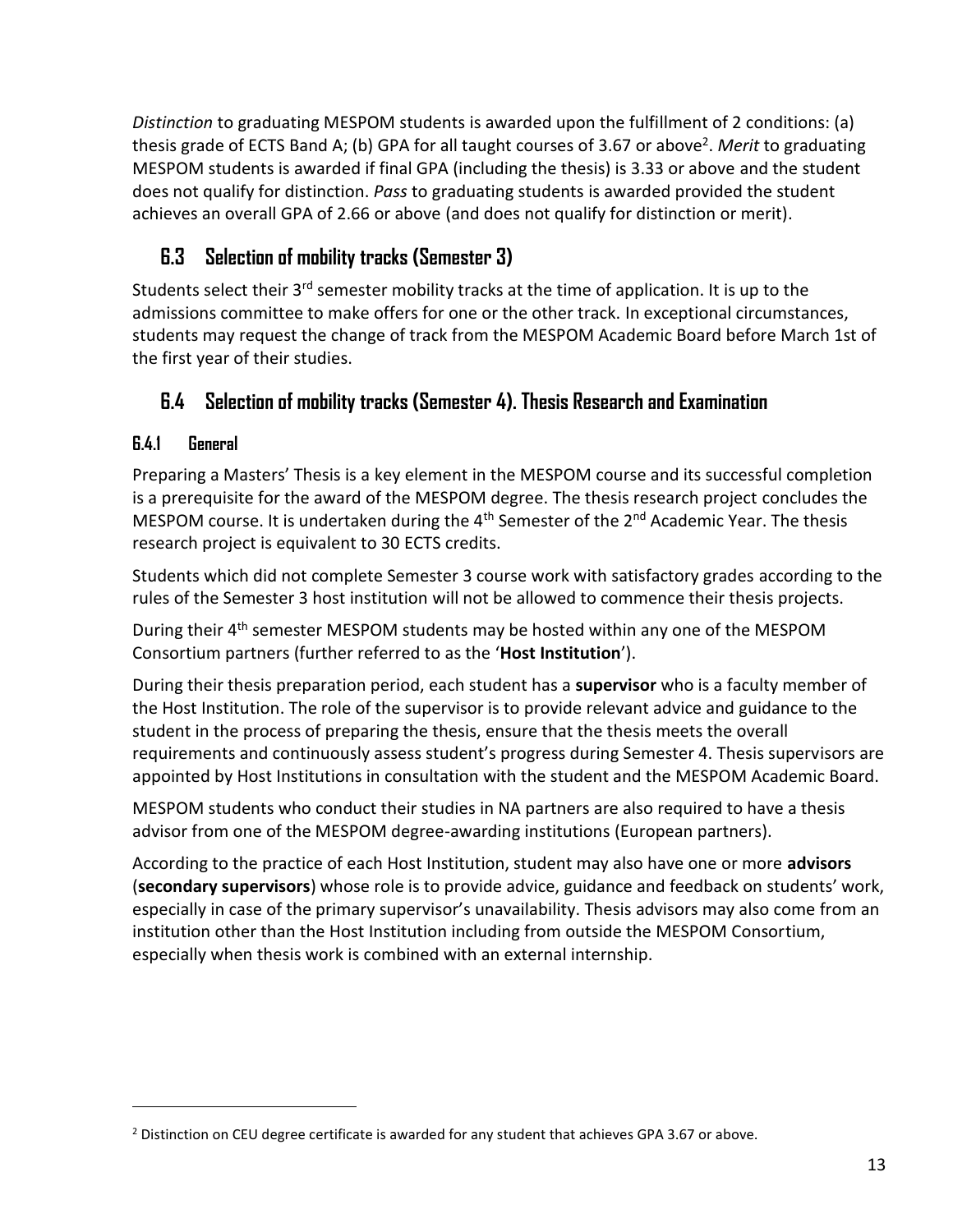*Distinction* to graduating MESPOM students is awarded upon the fulfillment of 2 conditions: (a) thesis grade of ECTS Band A; (b) GPA for all taught courses of 3.67 or above[2]. *Merit* to graduating MESPOM students is awarded if final GPA (including the thesis) is 3.33 or above and the student does not qualify for distinction. *Pass* to graduating students is awarded provided the student achieves an overall GPA of 2.66 or above (and does not qualify for distinction or merit).

## 6.3 Selection of mobility tracks (Semester 3)

Students select their 3rd semester mobility tracks at the time of application. It is up to the admissions committee to make offers for one or the other track. In exceptional circumstances, students may request the change of track from the MESPOM Academic Board before March 1st of the first year of their studies.

## 6.4 Selection of mobility tracks (Semester 4). Thesis Research and Examination

### 6.4.1 General

Preparing a Masters' Thesis is a key element in the MESPOM course and its successful completion is a prerequisite for the award of the MESPOM degree. The thesis research project concludes the MESPOM course. It is undertaken during the 4th Semester of the 2nd Academic Year. The thesis research project is equivalent to 30 ECTS credits.

Students which did not complete Semester 3 course work with satisfactory grades according to the rules of the Semester 3 host institution will not be allowed to commence their thesis projects.

During their 4th semester MESPOM students may be hosted within any one of the MESPOM Consortium partners (further referred to as the '**Host Institution**').

During their thesis preparation period, each student has a **supervisor** who is a faculty member of the Host Institution. The role of the supervisor is to provide relevant advice and guidance to the student in the process of preparing the thesis, ensure that the thesis meets the overall requirements and continuously assess student's progress during Semester 4. Thesis supervisors are appointed by Host Institutions in consultation with the student and the MESPOM Academic Board.

MESPOM students who conduct their studies in NA partners are also required to have a thesis advisor from one of the MESPOM degree-awarding institutions (European partners).

According to the practice of each Host Institution, student may also have one or more **advisors** (**secondary supervisors**) whose role is to provide advice, guidance and feedback on students' work, especially in case of the primary supervisor's unavailability. Thesis advisors may also come from an institution other than the Host Institution including from outside the MESPOM Consortium, especially when thesis work is combined with an external internship.

---

[2] Distinction on CEU degree certificate is awarded for any student that achieves GPA 3.67 or above.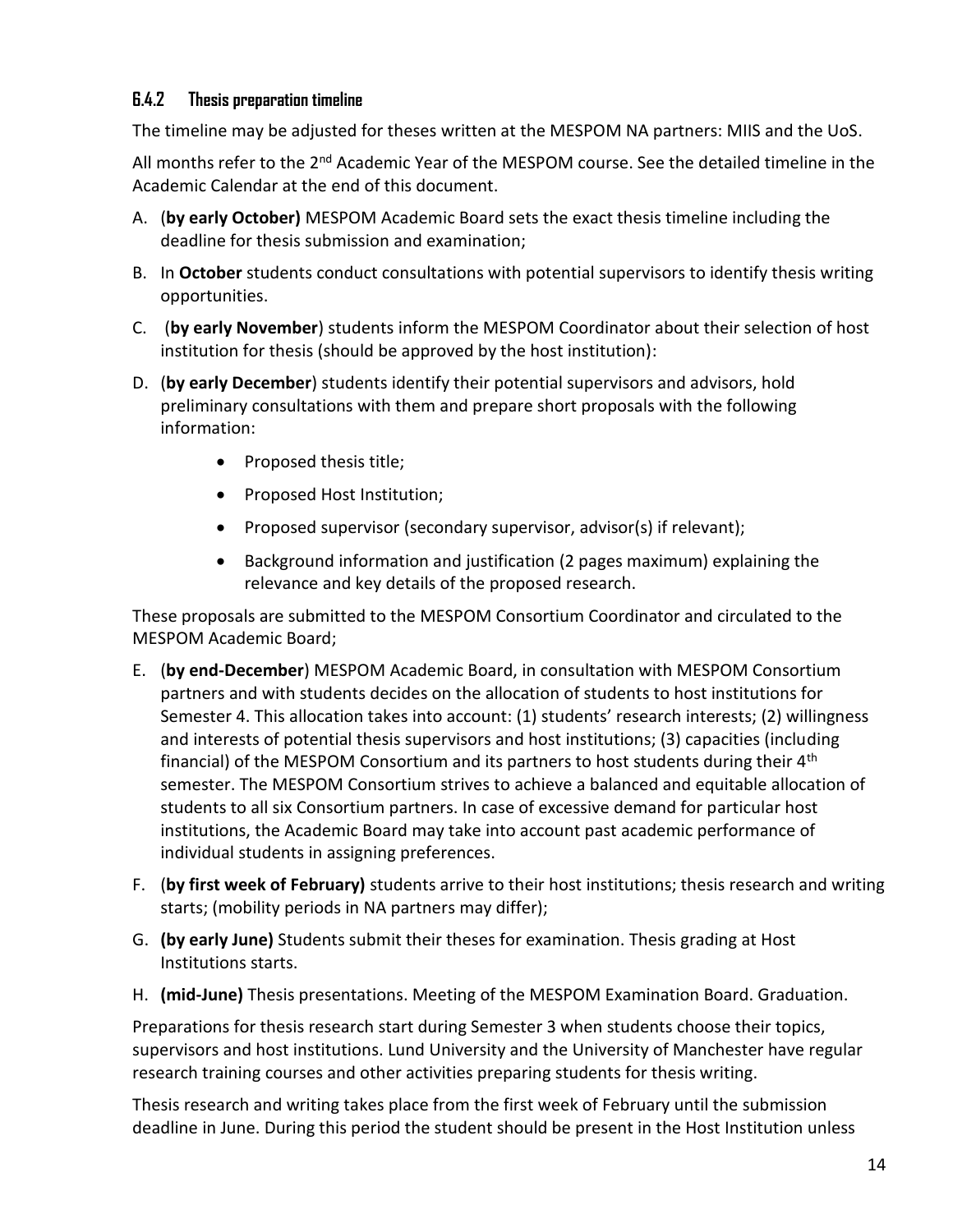### 6.4.2 Thesis preparation timeline

The timeline may be adjusted for theses written at the MESPOM NA partners: MIIS and the UoS.

All months refer to the 2nd Academic Year of the MESPOM course. See the detailed timeline in the Academic Calendar at the end of this document.

A. (**by early October)** MESPOM Academic Board sets the exact thesis timeline including the deadline for thesis submission and examination;

B. In **October** students conduct consultations with potential supervisors to identify thesis writing opportunities.

C. (**by early November**) students inform the MESPOM Coordinator about their selection of host institution for thesis (should be approved by the host institution):

D. (**by early December**) students identify their potential supervisors and advisors, hold preliminary consultations with them and prepare short proposals with the following information:

- Proposed thesis title;
- Proposed Host Institution;
- Proposed supervisor (secondary supervisor, advisor(s) if relevant);
- Background information and justification (2 pages maximum) explaining the relevance and key details of the proposed research.

These proposals are submitted to the MESPOM Consortium Coordinator and circulated to the MESPOM Academic Board;

E. (**by end-December**) MESPOM Academic Board, in consultation with MESPOM Consortium partners and with students decides on the allocation of students to host institutions for Semester 4. This allocation takes into account: (1) students' research interests; (2) willingness and interests of potential thesis supervisors and host institutions; (3) capacities (including financial) of the MESPOM Consortium and its partners to host students during their 4th semester. The MESPOM Consortium strives to achieve a balanced and equitable allocation of students to all six Consortium partners. In case of excessive demand for particular host institutions, the Academic Board may take into account past academic performance of individual students in assigning preferences.

F. (**by first week of February)** students arrive to their host institutions; thesis research and writing starts; (mobility periods in NA partners may differ);

G. **(by early June)** Students submit their theses for examination. Thesis grading at Host Institutions starts.

H. **(mid-June)** Thesis presentations. Meeting of the MESPOM Examination Board. Graduation.

Preparations for thesis research start during Semester 3 when students choose their topics, supervisors and host institutions. Lund University and the University of Manchester have regular research training courses and other activities preparing students for thesis writing.

Thesis research and writing takes place from the first week of February until the submission deadline in June. During this period the student should be present in the Host Institution unless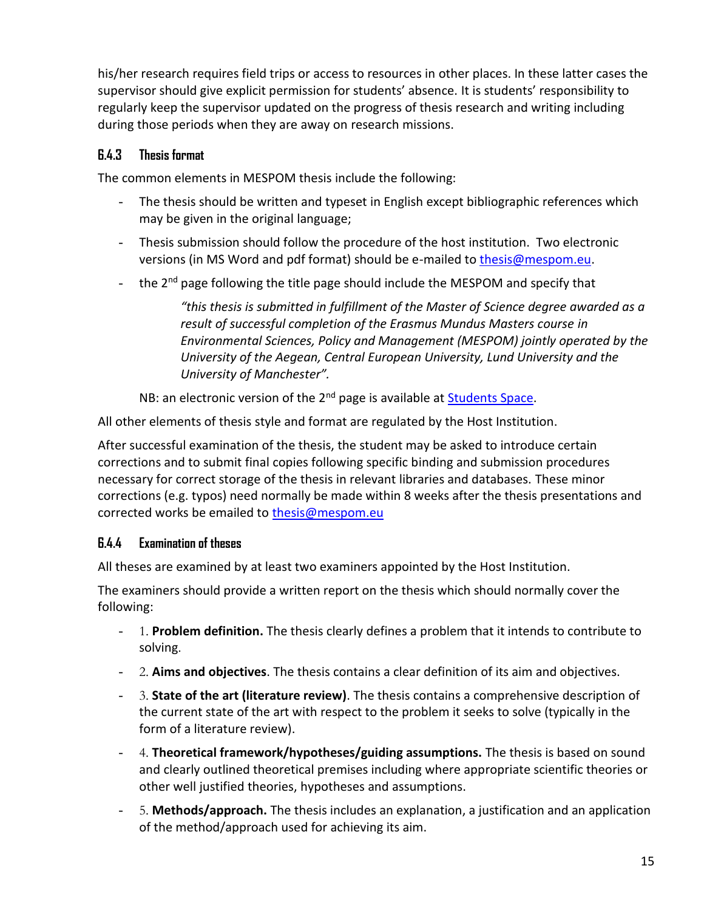his/her research requires field trips or access to resources in other places. In these latter cases the supervisor should give explicit permission for students' absence. It is students' responsibility to regularly keep the supervisor updated on the progress of thesis research and writing including during those periods when they are away on research missions.

### 6.4.3 Thesis format

The common elements in MESPOM thesis include the following:

- The thesis should be written and typeset in English except bibliographic references which may be given in the original language;
- Thesis submission should follow the procedure of the host institution. Two electronic versions (in MS Word and pdf format) should be e-mailed to [thesis@mespom.eu](mailto:thesis@mespom.eu).
- the 2nd page following the title page should include the MESPOM and specify that

  > *"this thesis is submitted in fulfillment of the Master of Science degree awarded as a result of successful completion of the Erasmus Mundus Masters course in Environmental Sciences, Policy and Management (MESPOM) jointly operated by the University of the Aegean, Central European University, Lund University and the University of Manchester".*

  NB: an electronic version of the 2nd page is available at [Students Space](#).

All other elements of thesis style and format are regulated by the Host Institution.

After successful examination of the thesis, the student may be asked to introduce certain corrections and to submit final copies following specific binding and submission procedures necessary for correct storage of the thesis in relevant libraries and databases. These minor corrections (e.g. typos) need normally be made within 8 weeks after the thesis presentations and corrected works be emailed to [thesis@mespom.eu](mailto:thesis@mespom.eu)

### 6.4.4 Examination of theses

All theses are examined by at least two examiners appointed by the Host Institution.

The examiners should provide a written report on the thesis which should normally cover the following:

- 1. **Problem definition.** The thesis clearly defines a problem that it intends to contribute to solving.
- 2. **Aims and objectives**. The thesis contains a clear definition of its aim and objectives.
- 3. **State of the art (literature review)**. The thesis contains a comprehensive description of the current state of the art with respect to the problem it seeks to solve (typically in the form of a literature review).
- 4. **Theoretical framework/hypotheses/guiding assumptions.** The thesis is based on sound and clearly outlined theoretical premises including where appropriate scientific theories or other well justified theories, hypotheses and assumptions.
- 5. **Methods/approach.** The thesis includes an explanation, a justification and an application of the method/approach used for achieving its aim.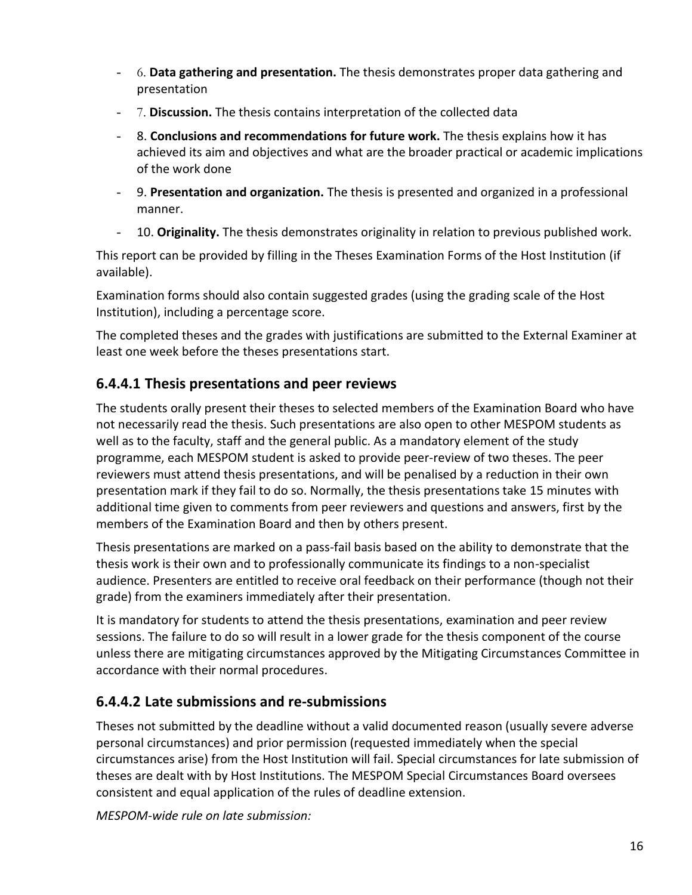- 6. **Data gathering and presentation.** The thesis demonstrates proper data gathering and presentation
- 7. **Discussion.** The thesis contains interpretation of the collected data
- 8. **Conclusions and recommendations for future work.** The thesis explains how it has achieved its aim and objectives and what are the broader practical or academic implications of the work done
- 9. **Presentation and organization.** The thesis is presented and organized in a professional manner.
- 10. **Originality.** The thesis demonstrates originality in relation to previous published work.

This report can be provided by filling in the Theses Examination Forms of the Host Institution (if available).

Examination forms should also contain suggested grades (using the grading scale of the Host Institution), including a percentage score.

The completed theses and the grades with justifications are submitted to the External Examiner at least one week before the theses presentations start.

### 6.4.4.1 Thesis presentations and peer reviews

The students orally present their theses to selected members of the Examination Board who have not necessarily read the thesis. Such presentations are also open to other MESPOM students as well as to the faculty, staff and the general public. As a mandatory element of the study programme, each MESPOM student is asked to provide peer-review of two theses. The peer reviewers must attend thesis presentations, and will be penalised by a reduction in their own presentation mark if they fail to do so. Normally, the thesis presentations take 15 minutes with additional time given to comments from peer reviewers and questions and answers, first by the members of the Examination Board and then by others present.

Thesis presentations are marked on a pass-fail basis based on the ability to demonstrate that the thesis work is their own and to professionally communicate its findings to a non-specialist audience. Presenters are entitled to receive oral feedback on their performance (though not their grade) from the examiners immediately after their presentation.

It is mandatory for students to attend the thesis presentations, examination and peer review sessions. The failure to do so will result in a lower grade for the thesis component of the course unless there are mitigating circumstances approved by the Mitigating Circumstances Committee in accordance with their normal procedures.

### 6.4.4.2 Late submissions and re-submissions

Theses not submitted by the deadline without a valid documented reason (usually severe adverse personal circumstances) and prior permission (requested immediately when the special circumstances arise) from the Host Institution will fail. Special circumstances for late submission of theses are dealt with by Host Institutions. The MESPOM Special Circumstances Board oversees consistent and equal application of the rules of deadline extension.

*MESPOM-wide rule on late submission:*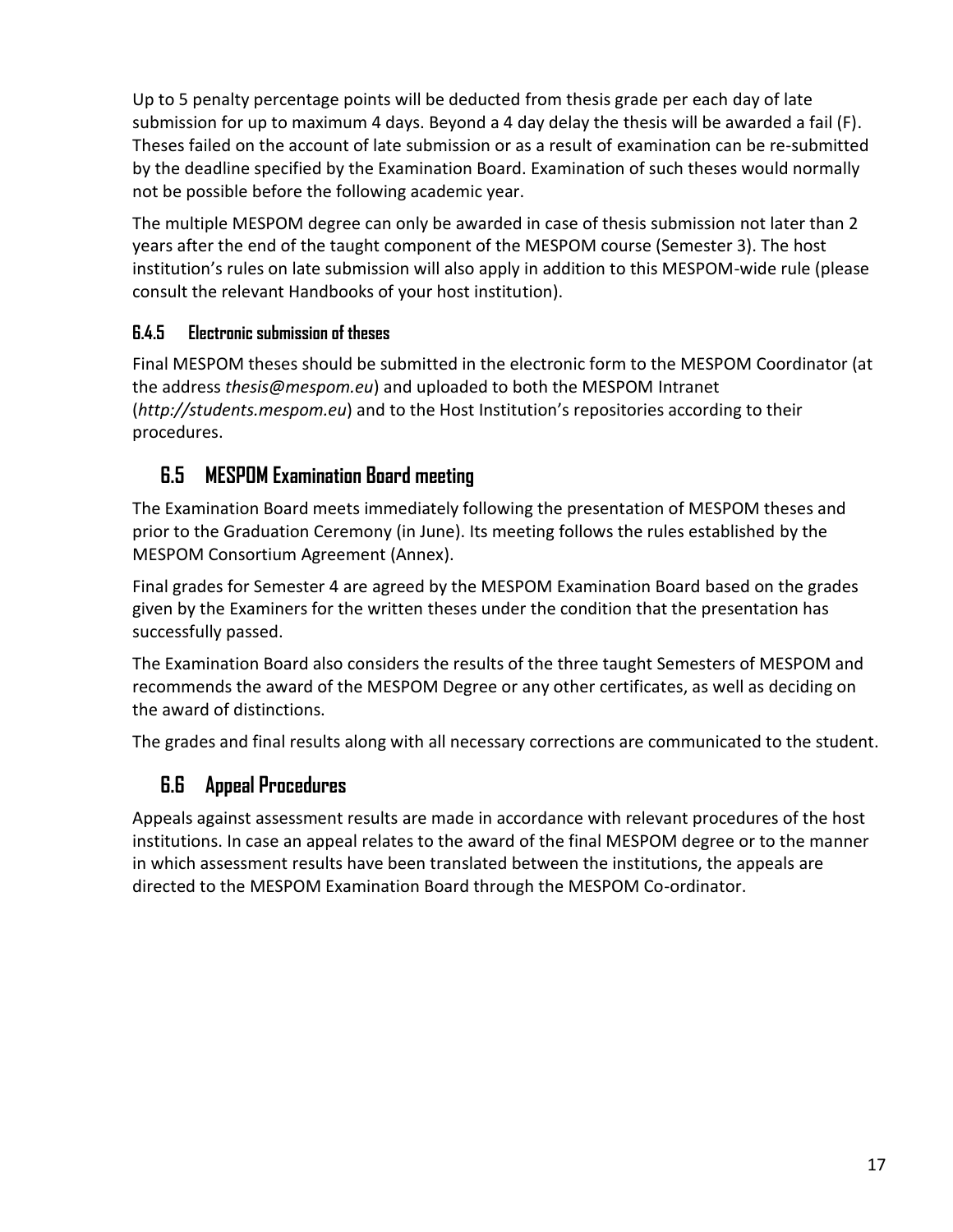Up to 5 penalty percentage points will be deducted from thesis grade per each day of late submission for up to maximum 4 days. Beyond a 4 day delay the thesis will be awarded a fail (F). Theses failed on the account of late submission or as a result of examination can be re-submitted by the deadline specified by the Examination Board. Examination of such theses would normally not be possible before the following academic year.

The multiple MESPOM degree can only be awarded in case of thesis submission not later than 2 years after the end of the taught component of the MESPOM course (Semester 3). The host institution's rules on late submission will also apply in addition to this MESPOM-wide rule (please consult the relevant Handbooks of your host institution).

#### 6.4.5 Electronic submission of theses

Final MESPOM theses should be submitted in the electronic form to the MESPOM Coordinator (at the address *thesis@mespom.eu*) and uploaded to both the MESPOM Intranet (*http://students.mespom.eu*) and to the Host Institution's repositories according to their procedures.

### 6.5 MESPOM Examination Board meeting

The Examination Board meets immediately following the presentation of MESPOM theses and prior to the Graduation Ceremony (in June). Its meeting follows the rules established by the MESPOM Consortium Agreement (Annex).

Final grades for Semester 4 are agreed by the MESPOM Examination Board based on the grades given by the Examiners for the written theses under the condition that the presentation has successfully passed.

The Examination Board also considers the results of the three taught Semesters of MESPOM and recommends the award of the MESPOM Degree or any other certificates, as well as deciding on the award of distinctions.

The grades and final results along with all necessary corrections are communicated to the student.

### 6.6 Appeal Procedures

Appeals against assessment results are made in accordance with relevant procedures of the host institutions. In case an appeal relates to the award of the final MESPOM degree or to the manner in which assessment results have been translated between the institutions, the appeals are directed to the MESPOM Examination Board through the MESPOM Co-ordinator.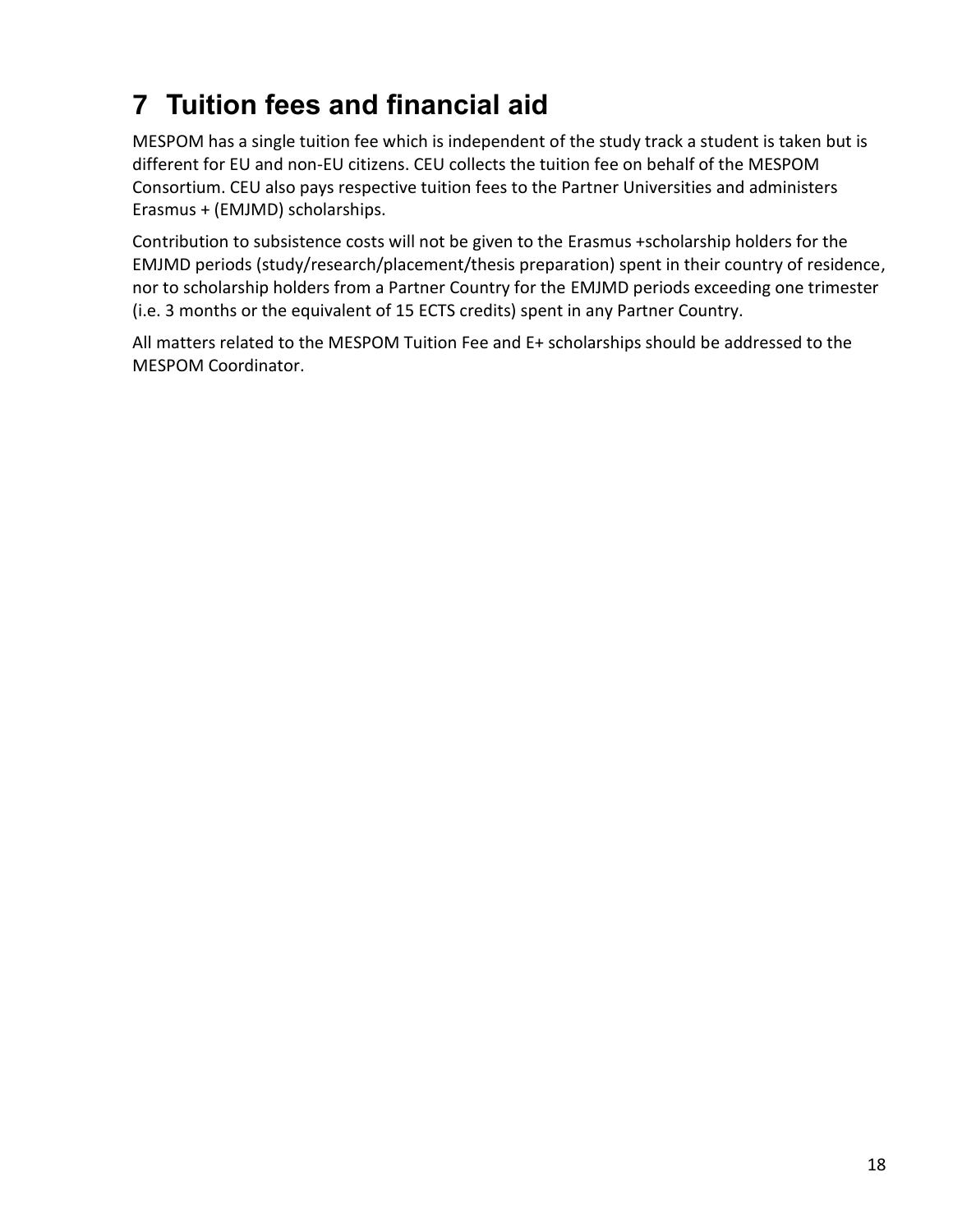# 7 Tuition fees and financial aid

MESPOM has a single tuition fee which is independent of the study track a student is taken but is different for EU and non-EU citizens. CEU collects the tuition fee on behalf of the MESPOM Consortium. CEU also pays respective tuition fees to the Partner Universities and administers Erasmus + (EMJMD) scholarships.

Contribution to subsistence costs will not be given to the Erasmus +scholarship holders for the EMJMD periods (study/research/placement/thesis preparation) spent in their country of residence, nor to scholarship holders from a Partner Country for the EMJMD periods exceeding one trimester (i.e. 3 months or the equivalent of 15 ECTS credits) spent in any Partner Country.

All matters related to the MESPOM Tuition Fee and E+ scholarships should be addressed to the MESPOM Coordinator.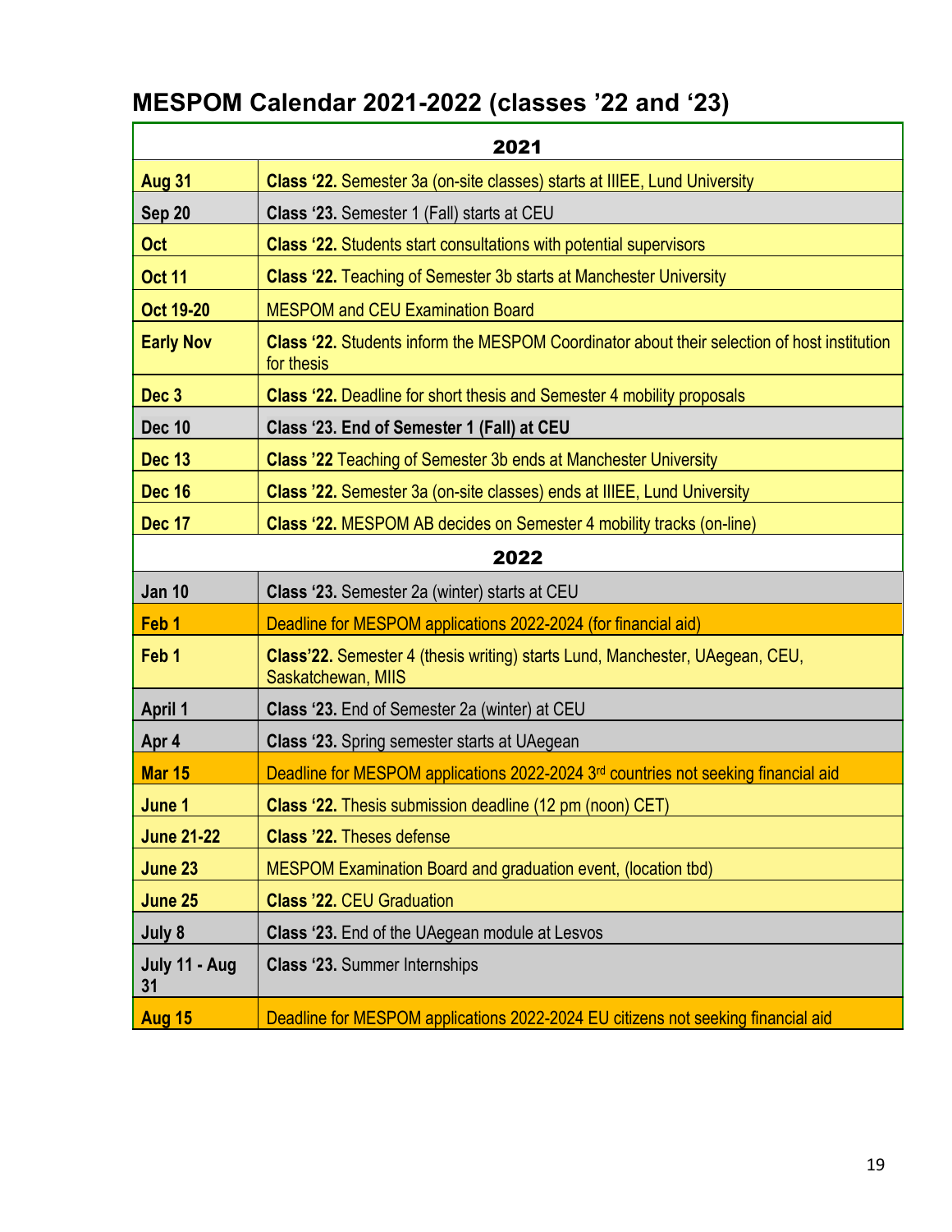# MESPOM Calendar 2021-2022 (classes '22 and '23)

| 2021 | |
|---|---|
| **Aug 31** | **Class '22.** Semester 3a (on-site classes) starts at IIIEE, Lund University |
| **Sep 20** | **Class '23.** Semester 1 (Fall) starts at CEU |
| **Oct** | **Class '22.** Students start consultations with potential supervisors |
| **Oct 11** | **Class '22.** Teaching of Semester 3b starts at Manchester University |
| **Oct 19-20** | MESPOM and CEU Examination Board |
| **Early Nov** | **Class '22.** Students inform the MESPOM Coordinator about their selection of host institution for thesis |
| **Dec 3** | **Class '22.** Deadline for short thesis and Semester 4 mobility proposals |
| **Dec 10** | **Class '23. End of Semester 1 (Fall) at CEU** |
| **Dec 13** | **Class '22** Teaching of Semester 3b ends at Manchester University |
| **Dec 16** | **Class '22.** Semester 3a (on-site classes) ends at IIIEE, Lund University |
| **Dec 17** | **Class '22.** MESPOM AB decides on Semester 4 mobility tracks (on-line) |
| **2022** | |
| **Jan 10** | **Class '23.** Semester 2a (winter) starts at CEU |
| **Feb 1** | Deadline for MESPOM applications 2022-2024 (for financial aid) |
| **Feb 1** | **Class'22.** Semester 4 (thesis writing) starts Lund, Manchester, UAegean, CEU, Saskatchewan, MIIS |
| **April 1** | **Class '23.** End of Semester 2a (winter) at CEU |
| **Apr 4** | **Class '23.** Spring semester starts at UAegean |
| **Mar 15** | Deadline for MESPOM applications 2022-2024 3rd countries not seeking financial aid |
| **June 1** | **Class '22.** Thesis submission deadline (12 pm (noon) CET) |
| **June 21-22** | **Class '22.** Theses defense |
| **June 23** | MESPOM Examination Board and graduation event, (location tbd) |
| **June 25** | **Class '22.** CEU Graduation |
| **July 8** | **Class '23.** End of the UAegean module at Lesvos |
| **July 11 - Aug 31** | **Class '23.** Summer Internships |
| **Aug 15** | Deadline for MESPOM applications 2022-2024 EU citizens not seeking financial aid |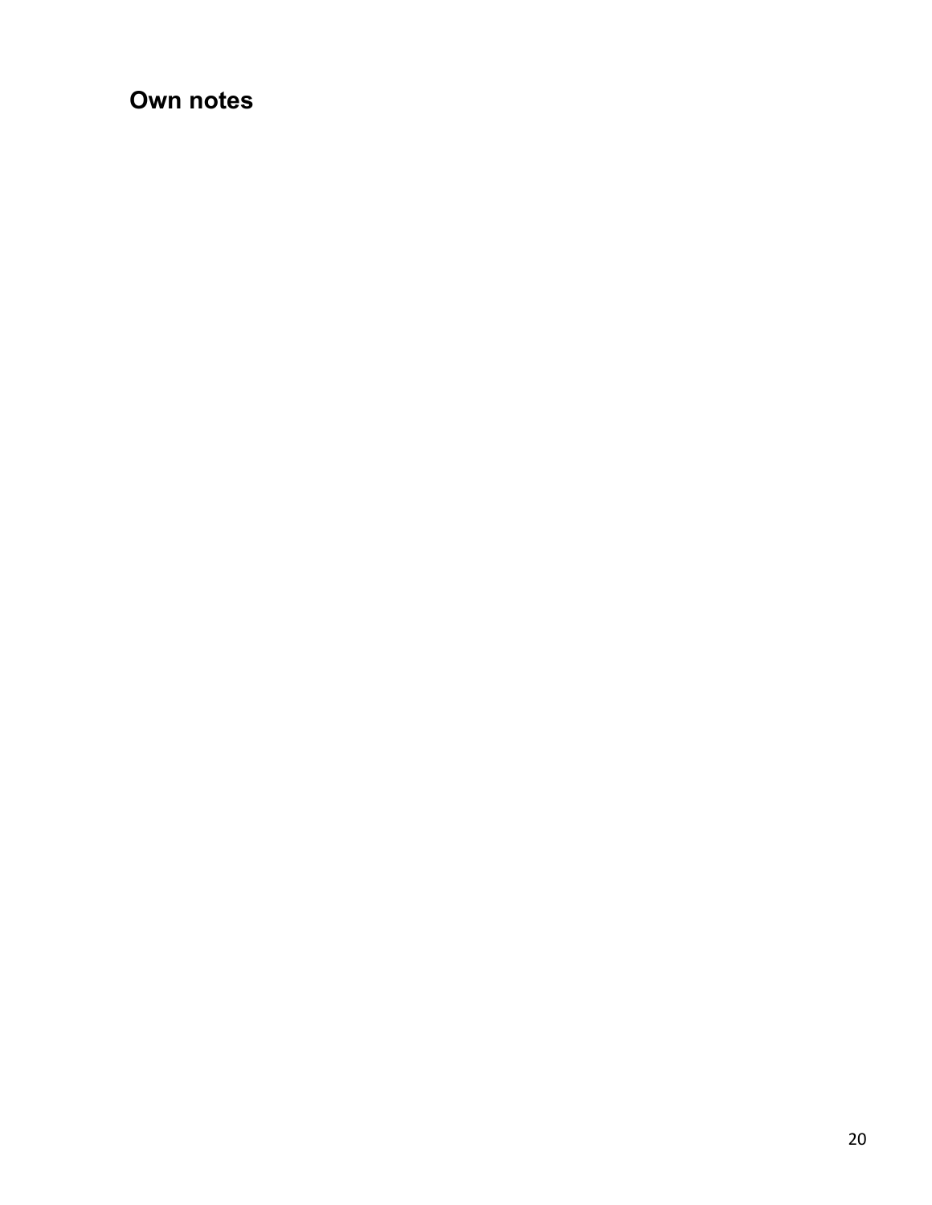## Own notes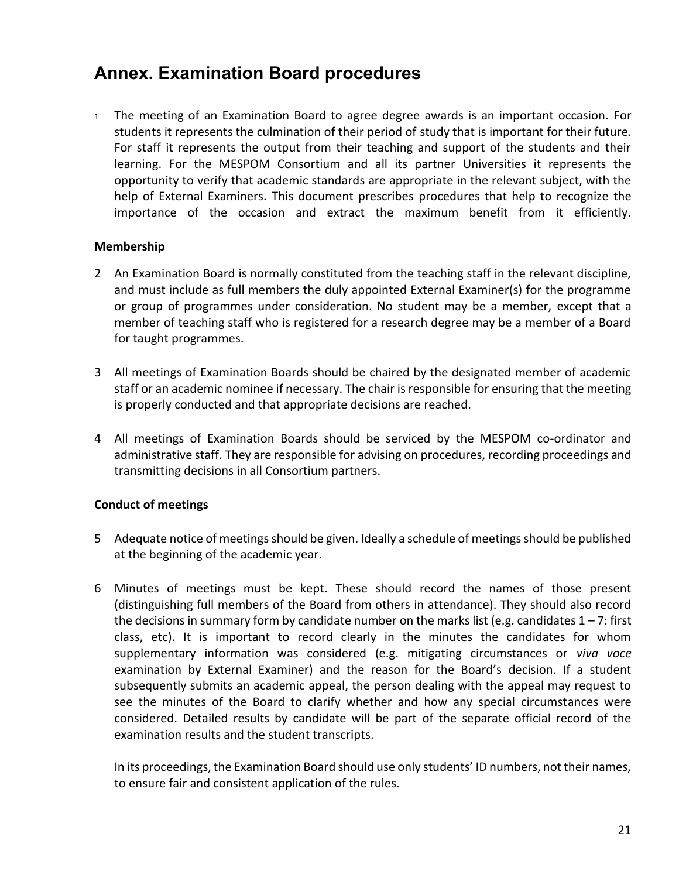# Annex. Examination Board procedures

1 The meeting of an Examination Board to agree degree awards is an important occasion. For students it represents the culmination of their period of study that is important for their future. For staff it represents the output from their teaching and support of the students and their learning. For the MESPOM Consortium and all its partner Universities it represents the opportunity to verify that academic standards are appropriate in the relevant subject, with the help of External Examiners. This document prescribes procedures that help to recognize the importance of the occasion and extract the maximum benefit from it efficiently.

**Membership**

2 An Examination Board is normally constituted from the teaching staff in the relevant discipline, and must include as full members the duly appointed External Examiner(s) for the programme or group of programmes under consideration. No student may be a member, except that a member of teaching staff who is registered for a research degree may be a member of a Board for taught programmes.

3 All meetings of Examination Boards should be chaired by the designated member of academic staff or an academic nominee if necessary. The chair is responsible for ensuring that the meeting is properly conducted and that appropriate decisions are reached.

4 All meetings of Examination Boards should be serviced by the MESPOM co-ordinator and administrative staff. They are responsible for advising on procedures, recording proceedings and transmitting decisions in all Consortium partners.

**Conduct of meetings**

5 Adequate notice of meetings should be given. Ideally a schedule of meetings should be published at the beginning of the academic year.

6 Minutes of meetings must be kept. These should record the names of those present (distinguishing full members of the Board from others in attendance). They should also record the decisions in summary form by candidate number on the marks list (e.g. candidates 1 – 7: first class, etc). It is important to record clearly in the minutes the candidates for whom supplementary information was considered (e.g. mitigating circumstances or *viva voce* examination by External Examiner) and the reason for the Board's decision. If a student subsequently submits an academic appeal, the person dealing with the appeal may request to see the minutes of the Board to clarify whether and how any special circumstances were considered. Detailed results by candidate will be part of the separate official record of the examination results and the student transcripts.

In its proceedings, the Examination Board should use only students' ID numbers, not their names, to ensure fair and consistent application of the rules.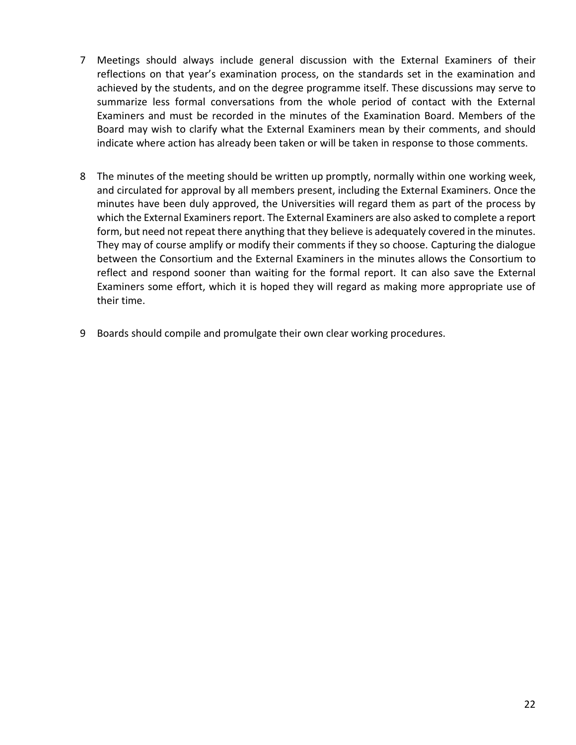7 Meetings should always include general discussion with the External Examiners of their reflections on that year's examination process, on the standards set in the examination and achieved by the students, and on the degree programme itself. These discussions may serve to summarize less formal conversations from the whole period of contact with the External Examiners and must be recorded in the minutes of the Examination Board. Members of the Board may wish to clarify what the External Examiners mean by their comments, and should indicate where action has already been taken or will be taken in response to those comments.

8 The minutes of the meeting should be written up promptly, normally within one working week, and circulated for approval by all members present, including the External Examiners. Once the minutes have been duly approved, the Universities will regard them as part of the process by which the External Examiners report. The External Examiners are also asked to complete a report form, but need not repeat there anything that they believe is adequately covered in the minutes. They may of course amplify or modify their comments if they so choose. Capturing the dialogue between the Consortium and the External Examiners in the minutes allows the Consortium to reflect and respond sooner than waiting for the formal report. It can also save the External Examiners some effort, which it is hoped they will regard as making more appropriate use of their time.

9 Boards should compile and promulgate their own clear working procedures.